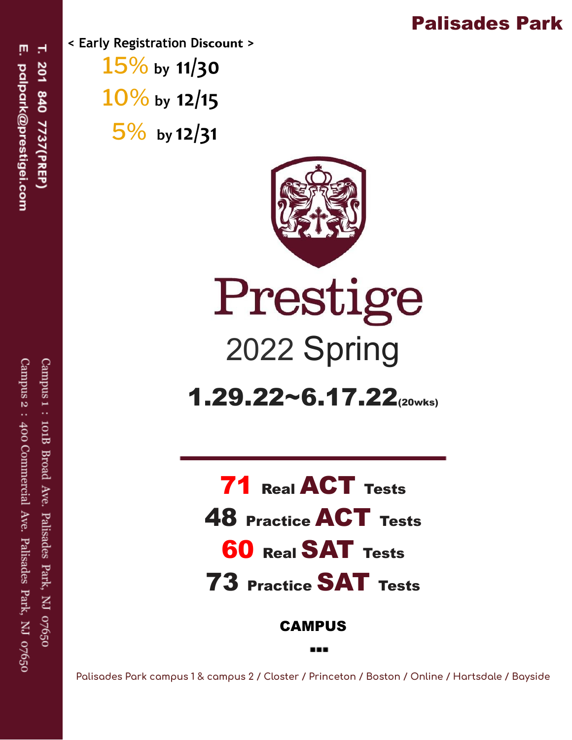T. 201 840 7737(PREP)

E. palpark@prestigei.com

Campus 1 : 101B Broad Ave. Palisades Park, NJ 07650

Campus 2 : 400 Commercial Ave. Palisades Park, NJ 07650

**Palisades Park**

**< Early Registration Discount >**

15% by **11/30**

10% by **12/15**

5% by **12/31**

# Prestige

## 2022 Spring

**1.29.22~6.17.22** (20wks)

**71 Real ACT Tests**

**48 Practice ACT Tests**

**60 Real SAT Tests**

**73 Practice SAT Tests**

**CAMPUS**

Palisades Park campus 1 & campus 2 / Closter / Princeton / Boston / Online / Hartsdale / Bayside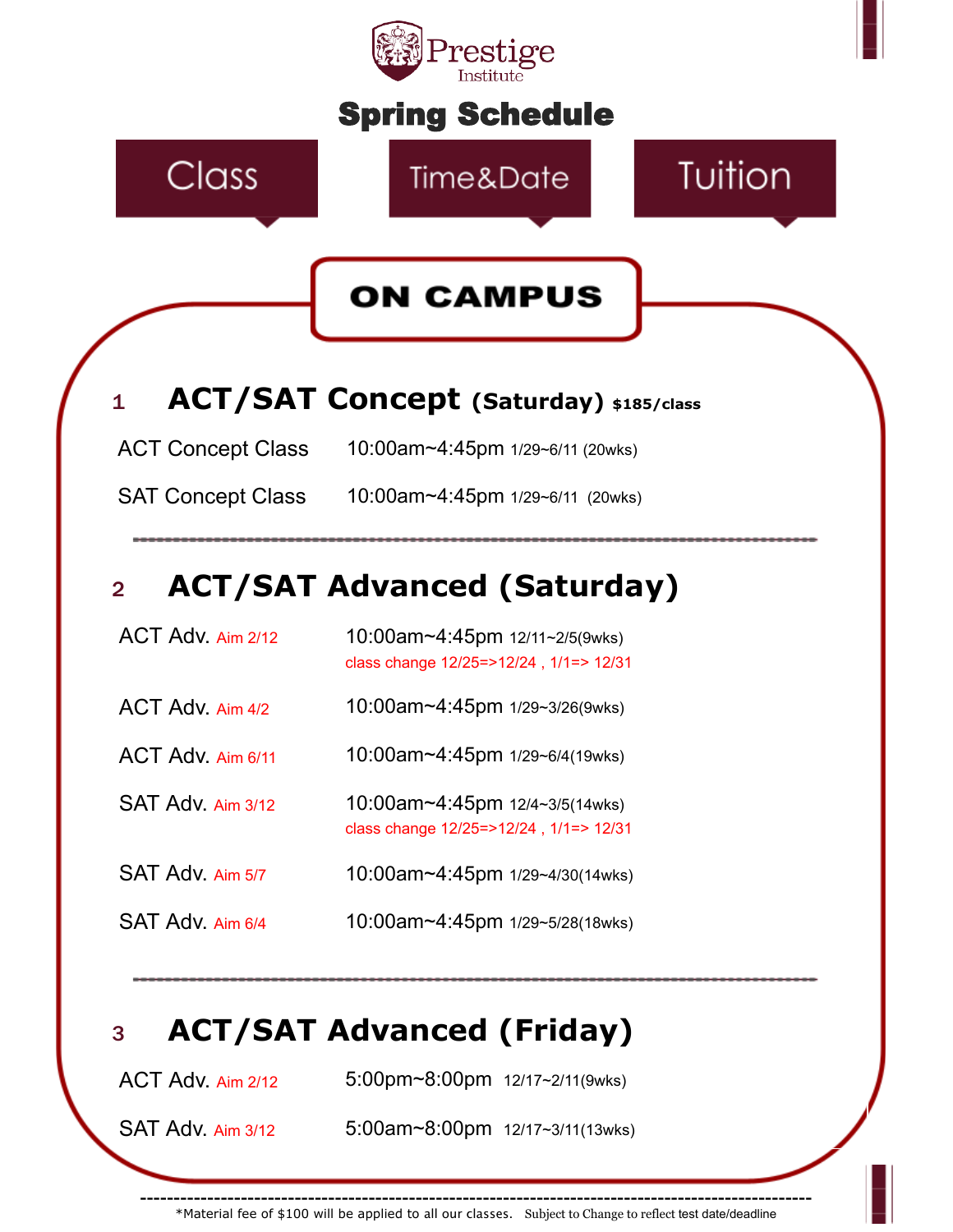Prestige Institute

# Spring Schedule

Class | Time&Date | Tuition

## ON CAMPUS

### 1 ACT/SAT Concept (Saturday) $185/class

| Class | Time&Date |
|---|---|
| ACT Concept Class | 10:00am~4:45pm 1/29~6/11 (20wks) |
| SAT Concept Class | 10:00am~4:45pm 1/29~6/11 (20wks) |

### 2 ACT/SAT Advanced (Saturday)

| Class | Time&Date |
|---|---|
| ACT Adv. Aim 2/12 | 10:00am~4:45pm 12/11~2/5(9wks) class change 12/25=>12/24 , 1/1=> 12/31 |
| ACT Adv. Aim 4/2 | 10:00am~4:45pm 1/29~3/26(9wks) |
| ACT Adv. Aim 6/11 | 10:00am~4:45pm 1/29~6/4(19wks) |
| SAT Adv. Aim 3/12 | 10:00am~4:45pm 12/4~3/5(14wks) class change 12/25=>12/24 , 1/1=> 12/31 |
| SAT Adv. Aim 5/7 | 10:00am~4:45pm 1/29~4/30(14wks) |
| SAT Adv. Aim 6/4 | 10:00am~4:45pm 1/29~5/28(18wks) |

### 3 ACT/SAT Advanced (Friday)

| Class | Time&Date |
|---|---|
| ACT Adv. Aim 2/12 | 5:00pm~8:00pm 12/17~2/11(9wks) |
| SAT Adv. Aim 3/12 | 5:00am~8:00pm 12/17~3/11(13wks) |

*Material fee of $100 will be applied to all our classes. Subject to Change to reflect test date/deadline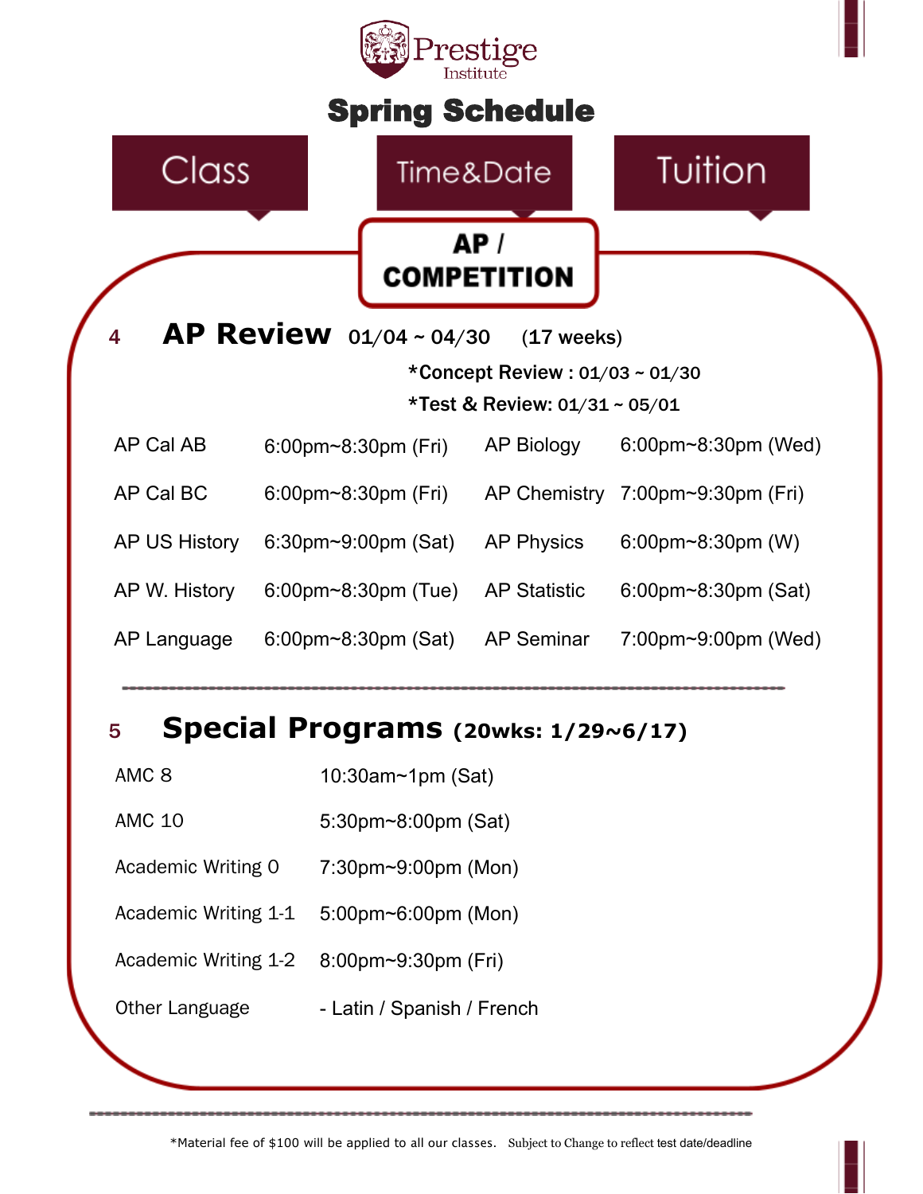# Prestige Institute

# Spring Schedule

| Class | Time&Date | Tuition |
|---|---|---|

## AP / COMPETITION

### 4 AP Review 01/04 ~ 04/30 (17 weeks)

**\*Concept Review : 01/03 ~ 01/30**

**\*Test & Review: 01/31 ~ 05/01**

| | | | |
|---|---|---|---|
| AP Cal AB | 6:00pm~8:30pm (Fri) | AP Biology | 6:00pm~8:30pm (Wed) |
| AP Cal BC | 6:00pm~8:30pm (Fri) | AP Chemistry | 7:00pm~9:30pm (Fri) |
| AP US History | 6:30pm~9:00pm (Sat) | AP Physics | 6:00pm~8:30pm (W) |
| AP W. History | 6:00pm~8:30pm (Tue) | AP Statistic | 6:00pm~8:30pm (Sat) |
| AP Language | 6:00pm~8:30pm (Sat) | AP Seminar | 7:00pm~9:00pm (Wed) |

### 5 Special Programs (20wks: 1/29~6/17)

| | |
|---|---|
| AMC 8 | 10:30am~1pm (Sat) |
| AMC 10 | 5:30pm~8:00pm (Sat) |
| Academic Writing 0 | 7:30pm~9:00pm (Mon) |
| Academic Writing 1-1 | 5:00pm~6:00pm (Mon) |
| Academic Writing 1-2 | 8:00pm~9:30pm (Fri) |
| Other Language | - Latin / Spanish / French |

*Material fee of $100 will be applied to all our classes. Subject to Change to reflect test date/deadline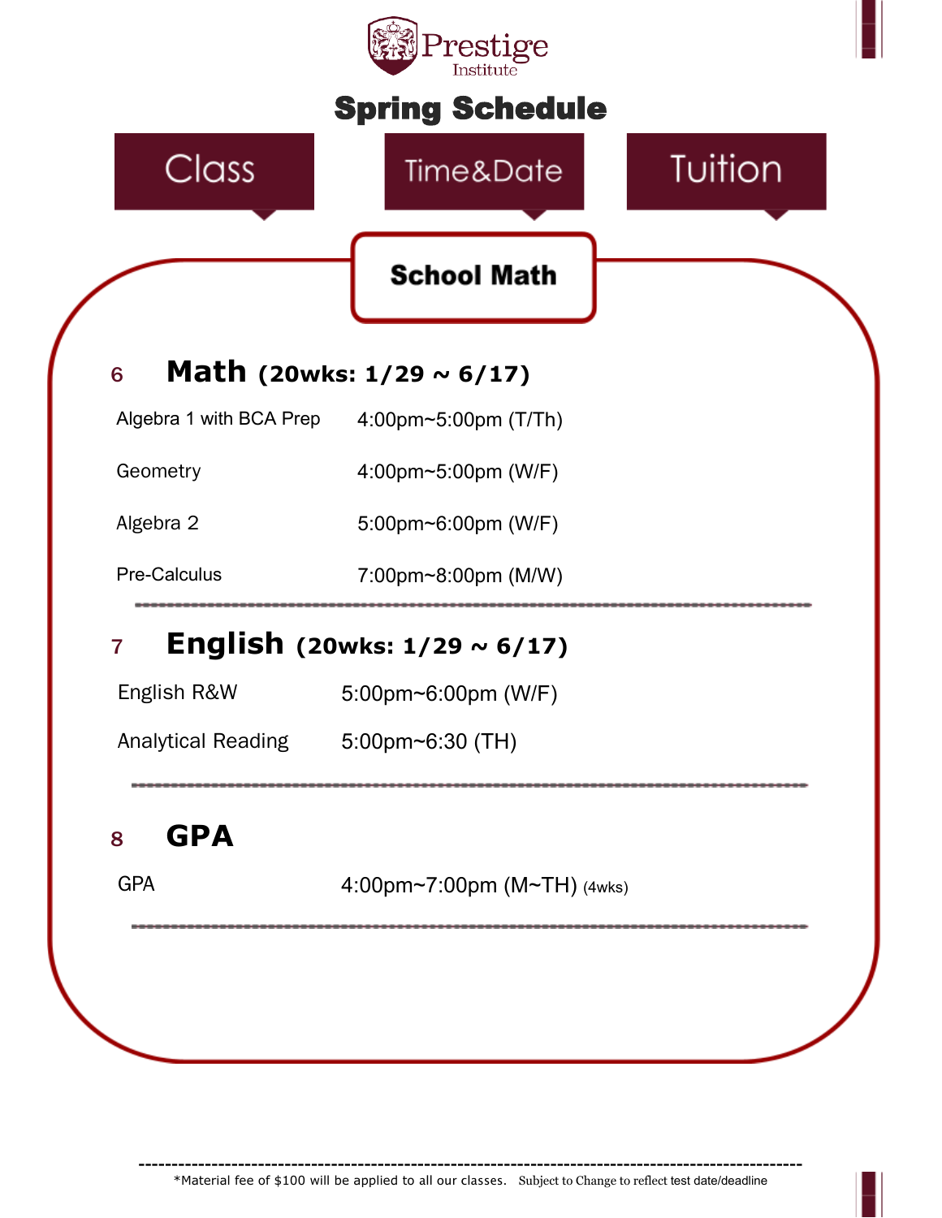Prestige Institute

# Spring Schedule

| Class | Time&Date | Tuition |
|---|---|---|

## School Math

### 6 Math (20wks: 1/29 ~ 6/17)

| | |
|---|---|
| Algebra 1 with BCA Prep | 4:00pm~5:00pm (T/Th) |
| Geometry | 4:00pm~5:00pm (W/F) |
| Algebra 2 | 5:00pm~6:00pm (W/F) |
| Pre-Calculus | 7:00pm~8:00pm (M/W) |

### 7 English (20wks: 1/29 ~ 6/17)

| | |
|---|---|
| English R&W | 5:00pm~6:00pm (W/F) |
| Analytical Reading | 5:00pm~6:30 (TH) |

### 8 GPA

| | |
|---|---|
| GPA | 4:00pm~7:00pm (M~TH) (4wks) |

*Material fee of $100 will be applied to all our classes. Subject to Change to reflect test date/deadline